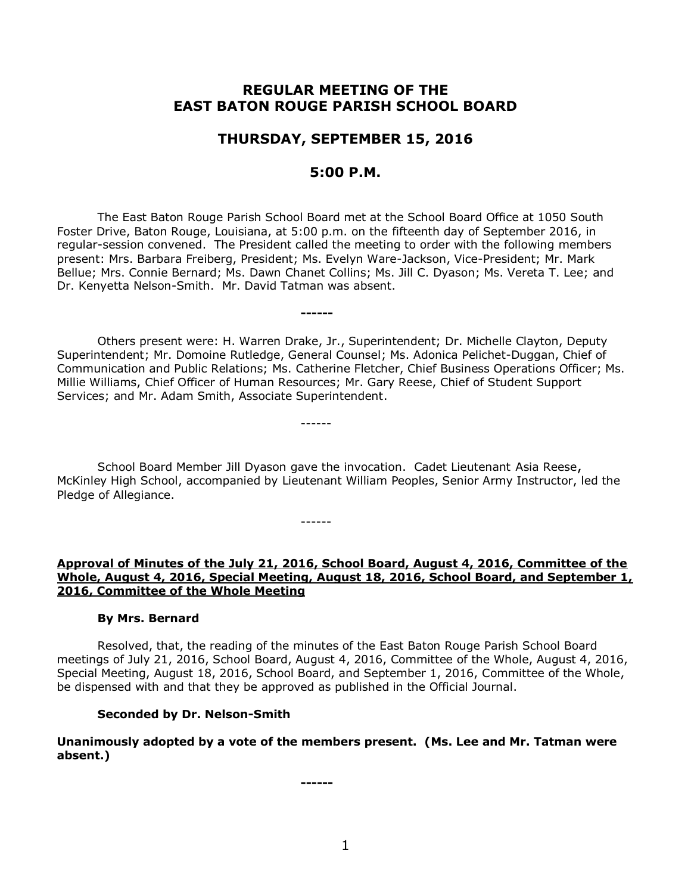# REGULAR MEETING OF THE EAST BATON ROUGE PARISH SCHOOL BOARD

## THURSDAY, SEPTEMBER 15, 2016

## 5:00 P.M.

The East Baton Rouge Parish School Board met at the School Board Office at 1050 South Foster Drive, Baton Rouge, Louisiana, at 5:00 p.m. on the fifteenth day of September 2016, in regular-session convened. The President called the meeting to order with the following members present: Mrs. Barbara Freiberg, President; Ms. Evelyn Ware-Jackson, Vice-President; Mr. Mark Bellue; Mrs. Connie Bernard; Ms. Dawn Chanet Collins; Ms. Jill C. Dyason; Ms. Vereta T. Lee; and Dr. Kenyetta Nelson-Smith. Mr. David Tatman was absent.

**------**

Others present were: H. Warren Drake, Jr., Superintendent; Dr. Michelle Clayton, Deputy Superintendent; Mr. Domoine Rutledge, General Counsel; Ms. Adonica Pelichet-Duggan, Chief of Communication and Public Relations; Ms. Catherine Fletcher, Chief Business Operations Officer; Ms. Millie Williams, Chief Officer of Human Resources; Mr. Gary Reese, Chief of Student Support Services; and Mr. Adam Smith, Associate Superintendent.

------

School Board Member Jill Dyason gave the invocation. Cadet Lieutenant Asia Reese, McKinley High School, accompanied by Lieutenant William Peoples, Senior Army Instructor, led the Pledge of Allegiance.

------

**<u>Approval of Minutes of the July 21, 2016, School Board, August 4, 2016, Committee of the Whole, August 4, 2016, Special Meeting, August 18, 2016, School Board, and September 1, 2016, Committee of the Whole Meeting</u>**

**By Mrs. Bernard**

Resolved, that, the reading of the minutes of the East Baton Rouge Parish School Board meetings of July 21, 2016, School Board, August 4, 2016, Committee of the Whole, August 4, 2016, Special Meeting, August 18, 2016, School Board, and September 1, 2016, Committee of the Whole, be dispensed with and that they be approved as published in the Official Journal.

**Seconded by Dr. Nelson-Smith**

**Unanimously adopted by a vote of the members present. (Ms. Lee and Mr. Tatman were absent.)**

**------**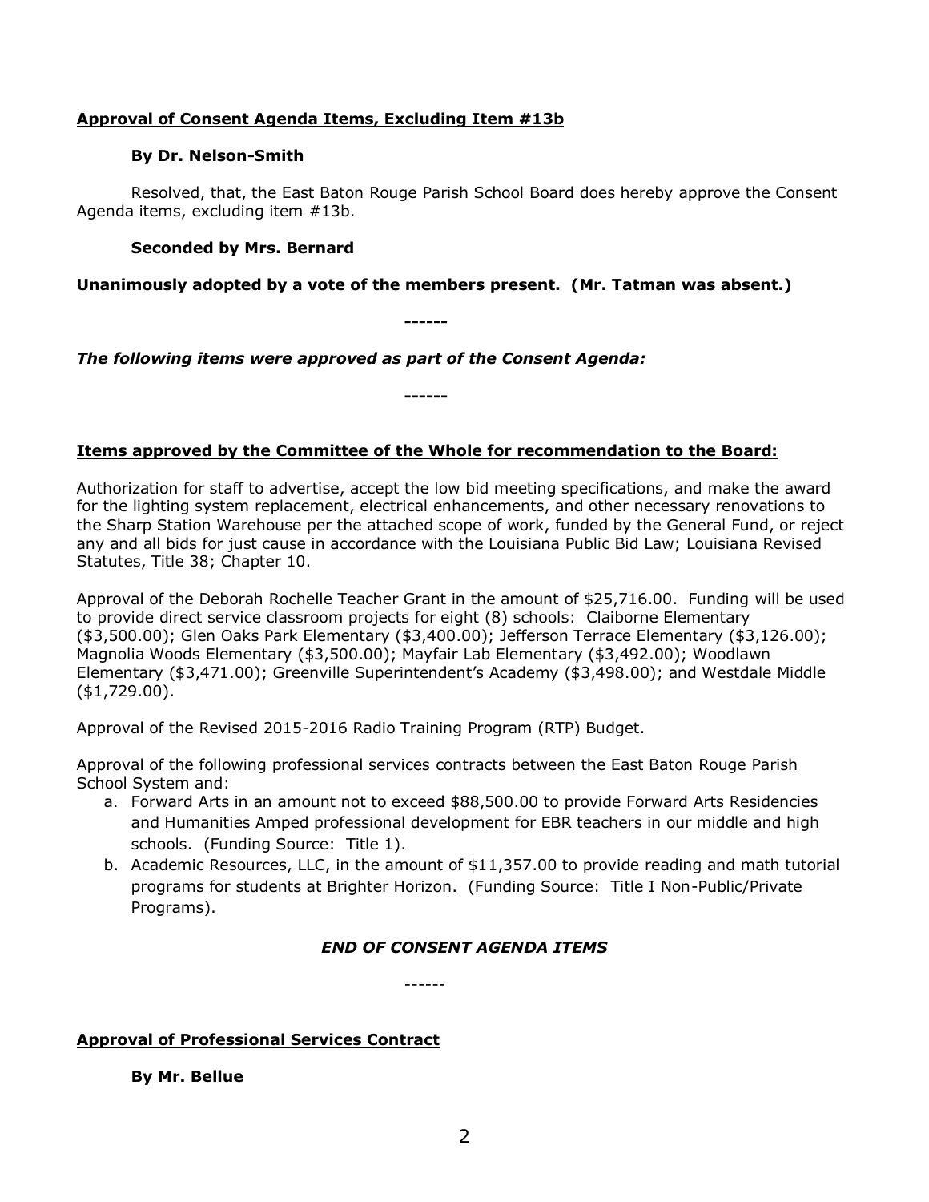**Approval of Consent Agenda Items, Excluding Item #13b**

**By Dr. Nelson-Smith**

Resolved, that, the East Baton Rouge Parish School Board does hereby approve the Consent Agenda items, excluding item #13b.

**Seconded by Mrs. Bernard**

**Unanimously adopted by a vote of the members present. (Mr. Tatman was absent.)**

**------**

***The following items were approved as part of the Consent Agenda:***

**------**

**Items approved by the Committee of the Whole for recommendation to the Board:**

Authorization for staff to advertise, accept the low bid meeting specifications, and make the award for the lighting system replacement, electrical enhancements, and other necessary renovations to the Sharp Station Warehouse per the attached scope of work, funded by the General Fund, or reject any and all bids for just cause in accordance with the Louisiana Public Bid Law; Louisiana Revised Statutes, Title 38; Chapter 10.

Approval of the Deborah Rochelle Teacher Grant in the amount of $25,716.00. Funding will be used to provide direct service classroom projects for eight (8) schools: Claiborne Elementary ($3,500.00); Glen Oaks Park Elementary ($3,400.00); Jefferson Terrace Elementary ($3,126.00); Magnolia Woods Elementary ($3,500.00); Mayfair Lab Elementary ($3,492.00); Woodlawn Elementary ($3,471.00); Greenville Superintendent's Academy ($3,498.00); and Westdale Middle ($1,729.00).

Approval of the Revised 2015-2016 Radio Training Program (RTP) Budget.

Approval of the following professional services contracts between the East Baton Rouge Parish School System and:

a. Forward Arts in an amount not to exceed $88,500.00 to provide Forward Arts Residencies and Humanities Amped professional development for EBR teachers in our middle and high schools. (Funding Source: Title 1).
b. Academic Resources, LLC, in the amount of $11,357.00 to provide reading and math tutorial programs for students at Brighter Horizon. (Funding Source: Title I Non-Public/Private Programs).

***END OF CONSENT AGENDA ITEMS***

------

**Approval of Professional Services Contract**

**By Mr. Bellue**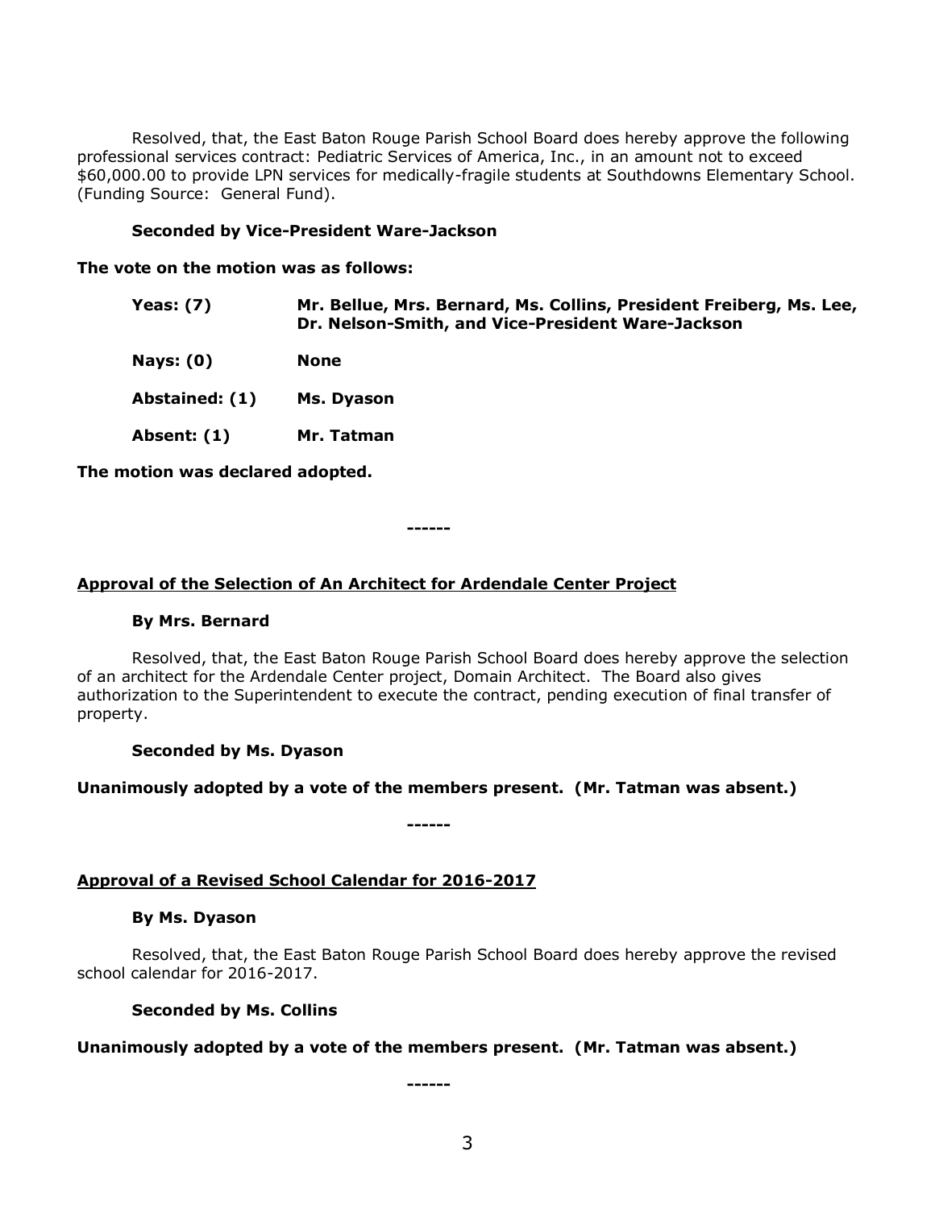Resolved, that, the East Baton Rouge Parish School Board does hereby approve the following professional services contract: Pediatric Services of America, Inc., in an amount not to exceed $60,000.00 to provide LPN services for medically-fragile students at Southdowns Elementary School. (Funding Source: General Fund).

**Seconded by Vice-President Ware-Jackson**

**The vote on the motion was as follows:**

**Yeas: (7)** **Mr. Bellue, Mrs. Bernard, Ms. Collins, President Freiberg, Ms. Lee, Dr. Nelson-Smith, and Vice-President Ware-Jackson**

**Nays: (0)** **None**

**Abstained: (1)** **Ms. Dyason**

**Absent: (1)** **Mr. Tatman**

**The motion was declared adopted.**

**------**

**Approval of the Selection of An Architect for Ardendale Center Project**

**By Mrs. Bernard**

Resolved, that, the East Baton Rouge Parish School Board does hereby approve the selection of an architect for the Ardendale Center project, Domain Architect. The Board also gives authorization to the Superintendent to execute the contract, pending execution of final transfer of property.

**Seconded by Ms. Dyason**

**Unanimously adopted by a vote of the members present. (Mr. Tatman was absent.)**

**------**

**Approval of a Revised School Calendar for 2016-2017**

**By Ms. Dyason**

Resolved, that, the East Baton Rouge Parish School Board does hereby approve the revised school calendar for 2016-2017.

**Seconded by Ms. Collins**

**Unanimously adopted by a vote of the members present. (Mr. Tatman was absent.)**

**------**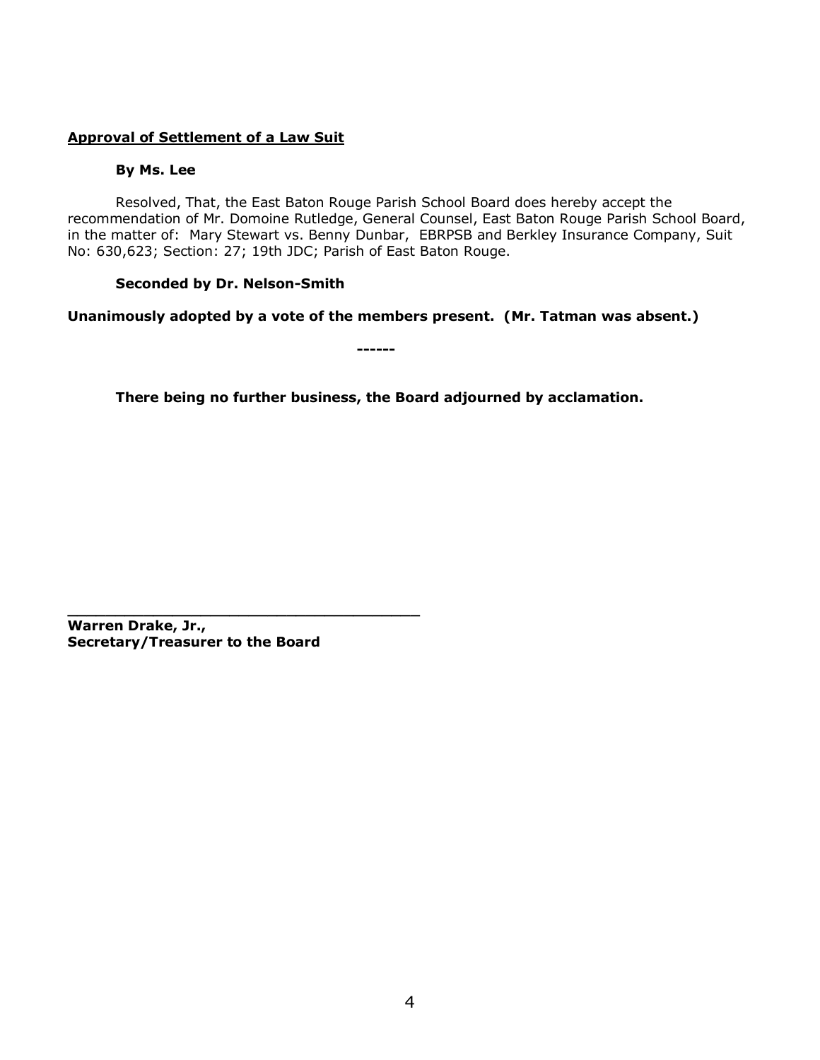**<u>Approval of Settlement of a Law Suit</u>**

**By Ms. Lee**

Resolved, That, the East Baton Rouge Parish School Board does hereby accept the recommendation of Mr. Domoine Rutledge, General Counsel, East Baton Rouge Parish School Board, in the matter of: Mary Stewart vs. Benny Dunbar, EBRPSB and Berkley Insurance Company, Suit No: 630,623; Section: 27; 19th JDC; Parish of East Baton Rouge.

**Seconded by Dr. Nelson-Smith**

**Unanimously adopted by a vote of the members present. (Mr. Tatman was absent.)**

**------**

**There being no further business, the Board adjourned by acclamation.**

\_\_\_\_\_\_\_\_\_\_\_\_\_\_\_\_\_\_\_\_\_\_\_\_\_\_\_\_\_\_\_\_\_\_\_\_\_\_

**Warren Drake, Jr.,**
**Secretary/Treasurer to the Board**